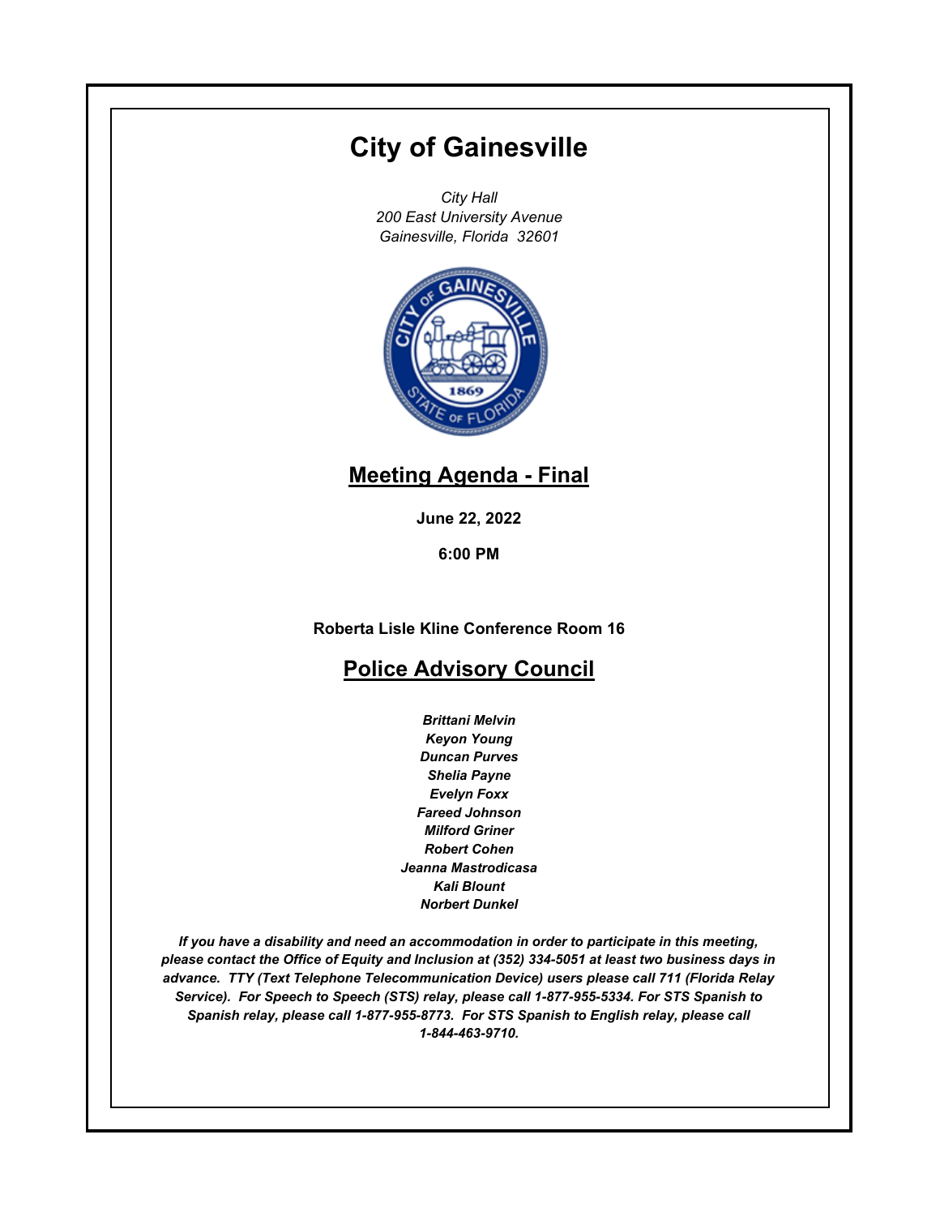# City of Gainesville

*City Hall*
*200 East University Avenue*
*Gainesville, Florida 32601*

## Meeting Agenda - Final

**June 22, 2022**

**6:00 PM**

**Roberta Lisle Kline Conference Room 16**

## Police Advisory Council

***Brittani Melvin***
***Keyon Young***
***Duncan Purves***
***Shelia Payne***
***Evelyn Foxx***
***Fareed Johnson***
***Milford Griner***
***Robert Cohen***
***Jeanna Mastrodicasa***
***Kali Blount***
***Norbert Dunkel***

***If you have a disability and need an accommodation in order to participate in this meeting, please contact the Office of Equity and Inclusion at (352) 334-5051 at least two business days in advance. TTY (Text Telephone Telecommunication Device) users please call 711 (Florida Relay Service). For Speech to Speech (STS) relay, please call 1-877-955-5334. For STS Spanish to Spanish relay, please call 1-877-955-8773. For STS Spanish to English relay, please call 1-844-463-9710.***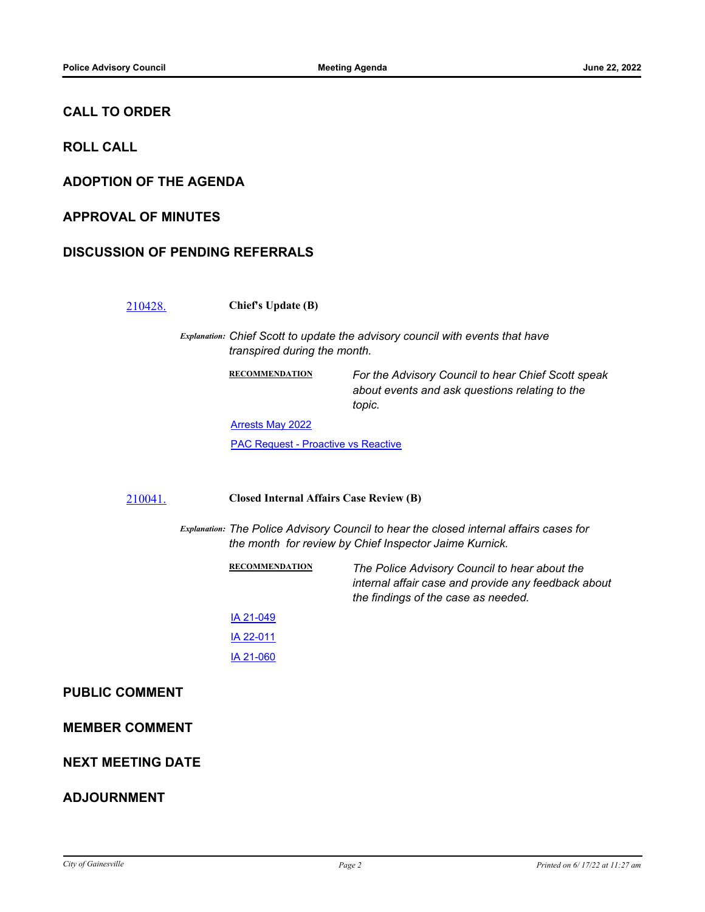## CALL TO ORDER

## ROLL CALL

## ADOPTION OF THE AGENDA

## APPROVAL OF MINUTES

## DISCUSSION OF PENDING REFERRALS

[210428.](#) **Chief's Update (B)**

*Explanation:* *Chief Scott to update the advisory council with events that have transpired during the month.*

**RECOMMENDATION** *For the Advisory Council to hear Chief Scott speak about events and ask questions relating to the topic.*

[Arrests May 2022](#)

[PAC Request - Proactive vs Reactive](#)

[210041.](#) **Closed Internal Affairs Case Review (B)**

*Explanation:* *The Police Advisory Council to hear the closed internal affairs cases for the month for review by Chief Inspector Jaime Kurnick.*

**RECOMMENDATION** *The Police Advisory Council to hear about the internal affair case and provide any feedback about the findings of the case as needed.*

[IA 21-049](#)

[IA 22-011](#)

[IA 21-060](#)

## PUBLIC COMMENT

## MEMBER COMMENT

## NEXT MEETING DATE

## ADJOURNMENT